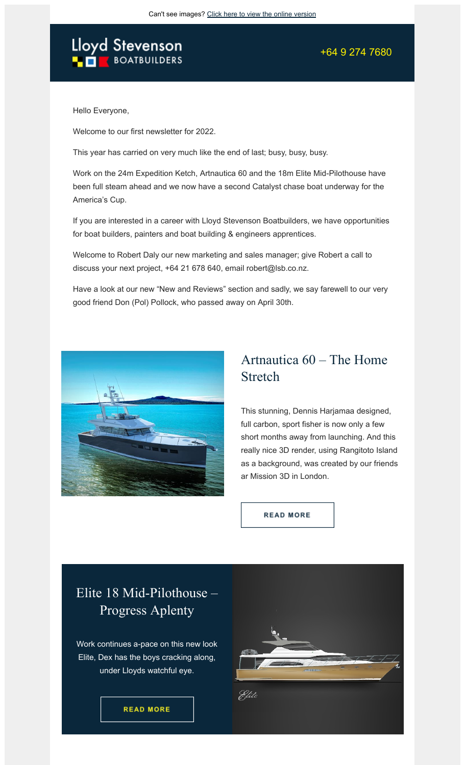Can't see images? Click here to view the online version

Lloyd Stevenson BOATBUILDERS

+64 9 274 7680

Hello Everyone,

Welcome to our first newsletter for 2022.

This year has carried on very much like the end of last; busy, busy, busy.

Work on the 24m Expedition Ketch, Artnautica 60 and the 18m Elite Mid-Pilothouse have been full steam ahead and we now have a second Catalyst chase boat underway for the America's Cup.

If you are interested in a career with Lloyd Stevenson Boatbuilders, we have opportunities for boat builders, painters and boat building & engineers apprentices.

Welcome to Robert Daly our new marketing and sales manager; give Robert a call to discuss your next project, +64 21 678 640, email robert@lsb.co.nz.

Have a look at our new "New and Reviews" section and sadly, we say farewell to our very good friend Don (Pol) Pollock, who passed away on April 30th.

## Artnautica 60 – The Home Stretch

This stunning, Dennis Harjamaa designed, full carbon, sport fisher is now only a few short months away from launching. And this really nice 3D render, using Rangitoto Island as a background, was created by our friends ar Mission 3D in London.

READ MORE

## Elite 18 Mid-Pilothouse – Progress Aplenty

Work continues a-pace on this new look Elite, Dex has the boys cracking along, under Lloyds watchful eye.

READ MORE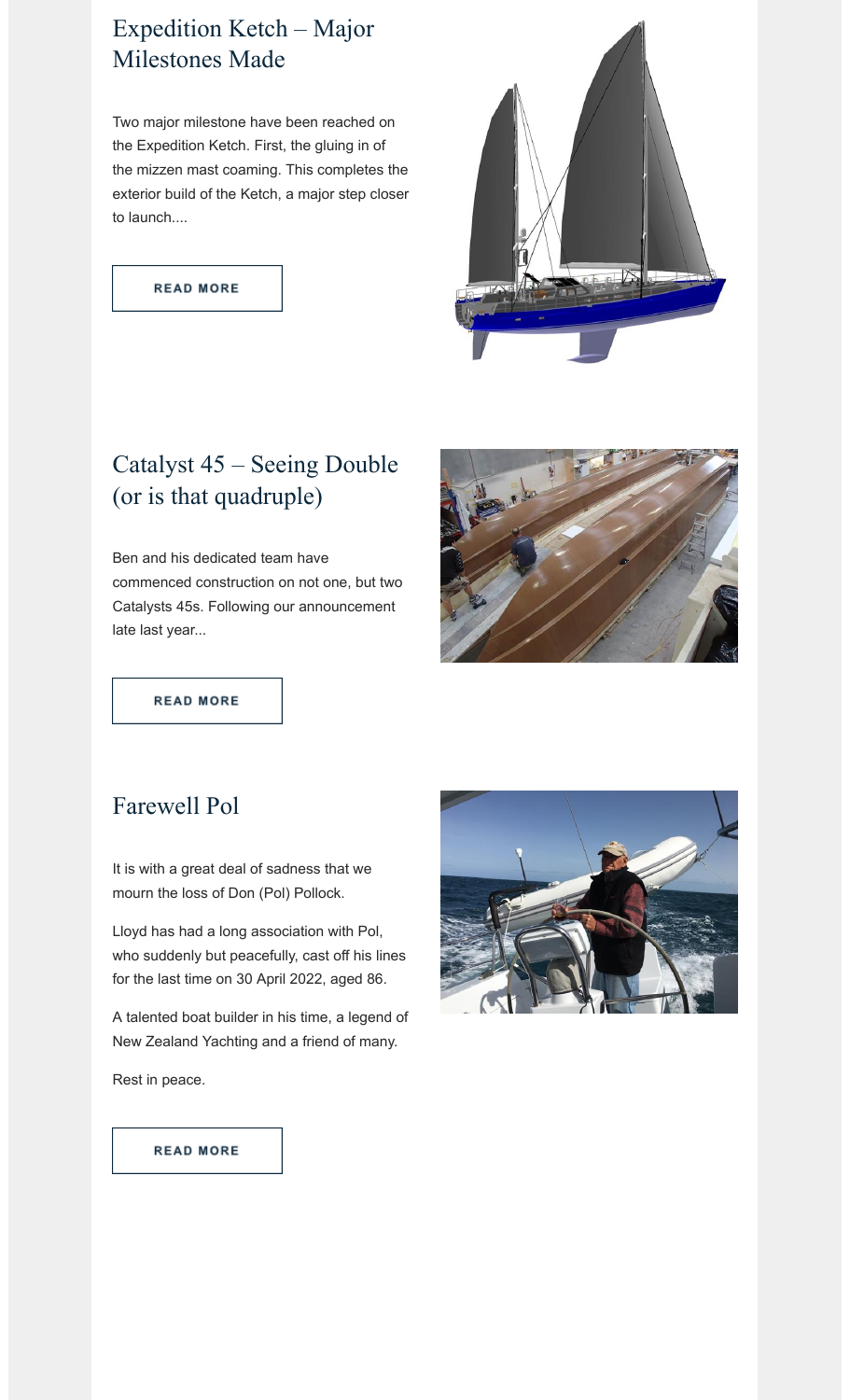## Expedition Ketch – Major Milestones Made

Two major milestone have been reached on the Expedition Ketch. First, the gluing in of the mizzen mast coaming. This completes the exterior build of the Ketch, a major step closer to launch....

READ MORE

## Catalyst 45 – Seeing Double (or is that quadruple)

Ben and his dedicated team have commenced construction on not one, but two Catalysts 45s. Following our announcement late last year...

READ MORE

## Farewell Pol

It is with a great deal of sadness that we mourn the loss of Don (Pol) Pollock.

Lloyd has had a long association with Pol, who suddenly but peacefully, cast off his lines for the last time on 30 April 2022, aged 86.

A talented boat builder in his time, a legend of New Zealand Yachting and a friend of many.

Rest in peace.

READ MORE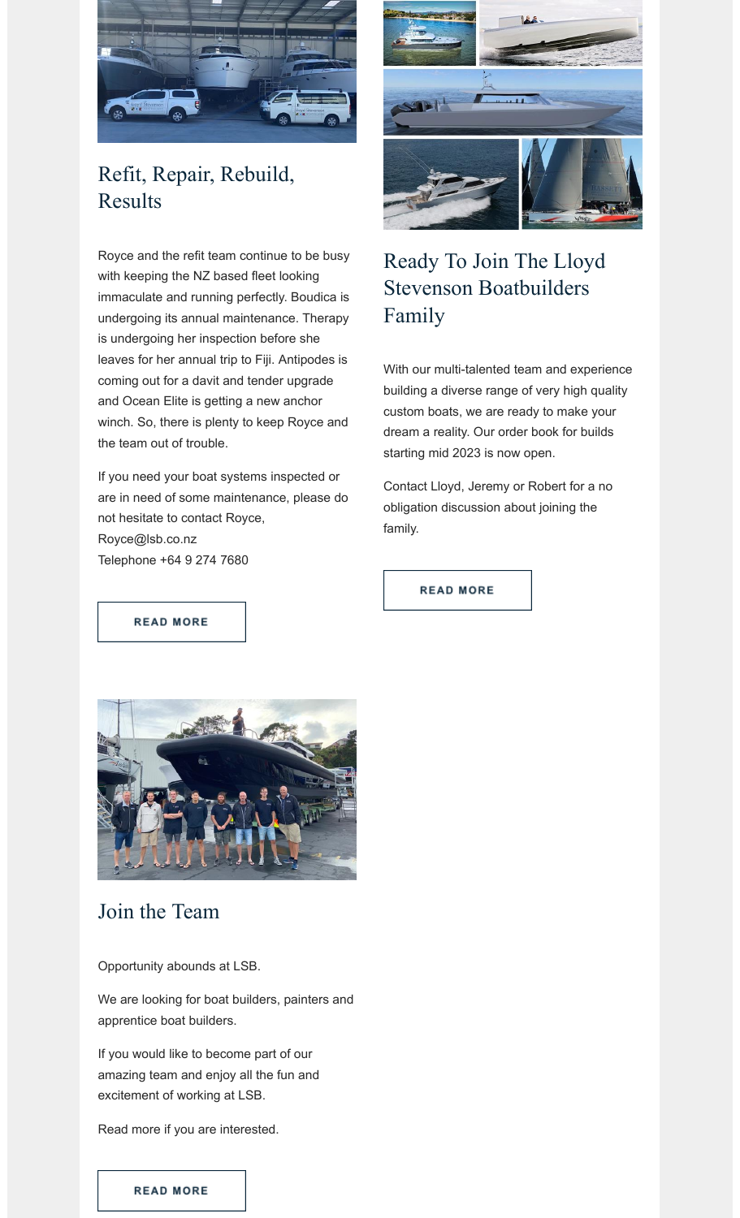## Refit, Repair, Rebuild, Results

Royce and the refit team continue to be busy with keeping the NZ based fleet looking immaculate and running perfectly. Boudica is undergoing its annual maintenance. Therapy is undergoing her inspection before she leaves for her annual trip to Fiji. Antipodes is coming out for a davit and tender upgrade and Ocean Elite is getting a new anchor winch. So, there is plenty to keep Royce and the team out of trouble.

If you need your boat systems inspected or are in need of some maintenance, please do not hesitate to contact Royce,
Royce@lsb.co.nz
Telephone +64 9 274 7680

**READ MORE**

## Ready To Join The Lloyd Stevenson Boatbuilders Family

With our multi-talented team and experience building a diverse range of very high quality custom boats, we are ready to make your dream a reality. Our order book for builds starting mid 2023 is now open.

Contact Lloyd, Jeremy or Robert for a no obligation discussion about joining the family.

**READ MORE**

## Join the Team

Opportunity abounds at LSB.

We are looking for boat builders, painters and apprentice boat builders.

If you would like to become part of our amazing team and enjoy all the fun and excitement of working at LSB.

Read more if you are interested.

**READ MORE**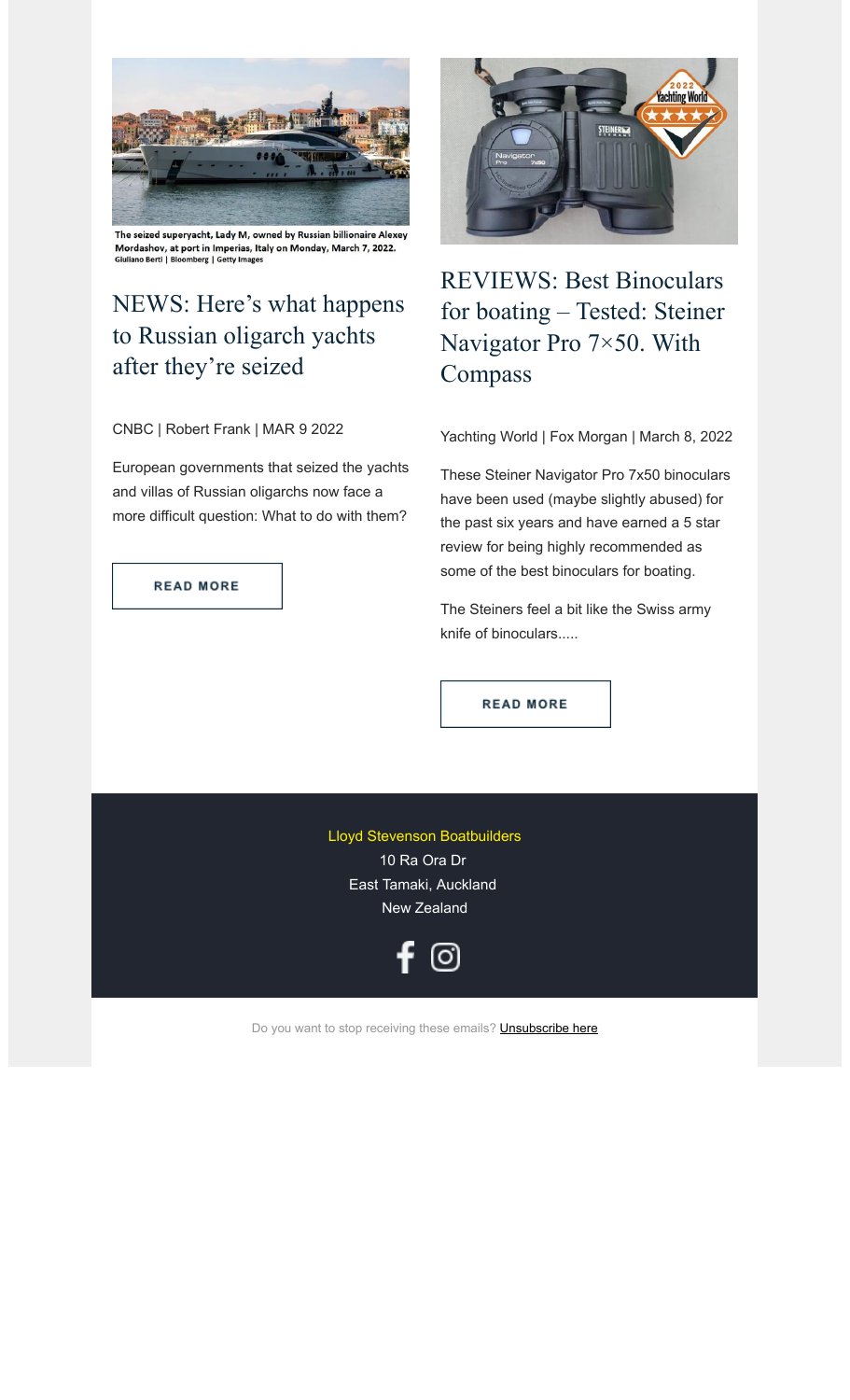The seized superyacht, Lady M, owned by Russian billionaire Alexey Mordashov, at port in Imperias, Italy on Monday, March 7, 2022.
Giuliano Berti | Bloomberg | Getty Images

## NEWS: Here's what happens to Russian oligarch yachts after they're seized

CNBC | Robert Frank | MAR 9 2022

European governments that seized the yachts and villas of Russian oligarchs now face a more difficult question: What to do with them?

READ MORE

## REVIEWS: Best Binoculars for boating – Tested: Steiner Navigator Pro 7×50. With Compass

Yachting World | Fox Morgan | March 8, 2022

These Steiner Navigator Pro 7x50 binoculars have been used (maybe slightly abused) for the past six years and have earned a 5 star review for being highly recommended as some of the best binoculars for boating.

The Steiners feel a bit like the Swiss army knife of binoculars.....

READ MORE

Lloyd Stevenson Boatbuilders
10 Ra Ora Dr
East Tamaki, Auckland
New Zealand

Do you want to stop receiving these emails? Unsubscribe here